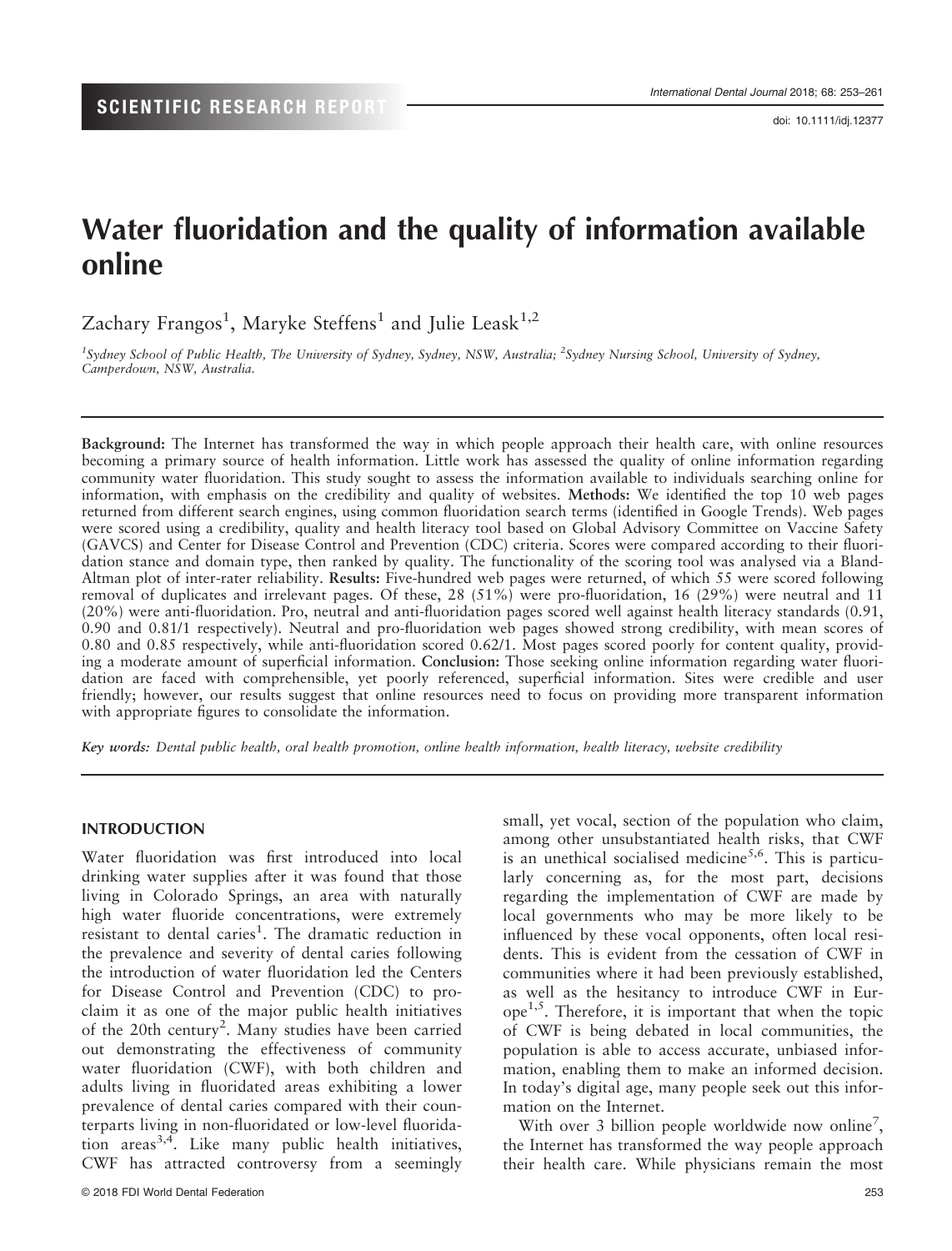SCIENTIFIC RESEARCH REPORT

doi: 10.1111/idj.12377

# Water fluoridation and the quality of information available online

Zachary Frangos[1], Maryke Steffens[1] and Julie Leask[1,2]

[1]Sydney School of Public Health, The University of Sydney, Sydney, NSW, Australia; [2]Sydney Nursing School, University of Sydney, Camperdown, NSW, Australia.

**Background:** The Internet has transformed the way in which people approach their health care, with online resources becoming a primary source of health information. Little work has assessed the quality of online information regarding community water fluoridation. This study sought to assess the information available to individuals searching online for information, with emphasis on the credibility and quality of websites. **Methods:** We identified the top 10 web pages returned from different search engines, using common fluoridation search terms (identified in Google Trends). Web pages were scored using a credibility, quality and health literacy tool based on Global Advisory Committee on Vaccine Safety (GAVCS) and Center for Disease Control and Prevention (CDC) criteria. Scores were compared according to their fluoridation stance and domain type, then ranked by quality. The functionality of the scoring tool was analysed via a Bland-Altman plot of inter-rater reliability. **Results:** Five-hundred web pages were returned, of which 55 were scored following removal of duplicates and irrelevant pages. Of these, 28 (51%) were pro-fluoridation, 16 (29%) were neutral and 11 (20%) were anti-fluoridation. Pro, neutral and anti-fluoridation pages scored well against health literacy standards (0.91, 0.90 and 0.81/1 respectively). Neutral and pro-fluoridation web pages showed strong credibility, with mean scores of 0.80 and 0.85 respectively, while anti-fluoridation scored 0.62/1. Most pages scored poorly for content quality, providing a moderate amount of superficial information. **Conclusion:** Those seeking online information regarding water fluoridation are faced with comprehensible, yet poorly referenced, superficial information. Sites were credible and user friendly; however, our results suggest that online resources need to focus on providing more transparent information with appropriate figures to consolidate the information.

*Key words: Dental public health, oral health promotion, online health information, health literacy, website credibility*

## INTRODUCTION

Water fluoridation was first introduced into local drinking water supplies after it was found that those living in Colorado Springs, an area with naturally high water fluoride concentrations, were extremely resistant to dental caries[1]. The dramatic reduction in the prevalence and severity of dental caries following the introduction of water fluoridation led the Centers for Disease Control and Prevention (CDC) to proclaim it as one of the major public health initiatives of the 20th century[2]. Many studies have been carried out demonstrating the effectiveness of community water fluoridation (CWF), with both children and adults living in fluoridated areas exhibiting a lower prevalence of dental caries compared with their counterparts living in non-fluoridated or low-level fluoridation areas[3,4]. Like many public health initiatives, CWF has attracted controversy from a seemingly small, yet vocal, section of the population who claim, among other unsubstantiated health risks, that CWF is an unethical socialised medicine[5,6]. This is particularly concerning as, for the most part, decisions regarding the implementation of CWF are made by local governments who may be more likely to be influenced by these vocal opponents, often local residents. This is evident from the cessation of CWF in communities where it had been previously established, as well as the hesitancy to introduce CWF in Europe[1,5]. Therefore, it is important that when the topic of CWF is being debated in local communities, the population is able to access accurate, unbiased information, enabling them to make an informed decision. In today's digital age, many people seek out this information on the Internet.

With over 3 billion people worldwide now online[7], the Internet has transformed the way people approach their health care. While physicians remain the most

© 2018 FDI World Dental Federation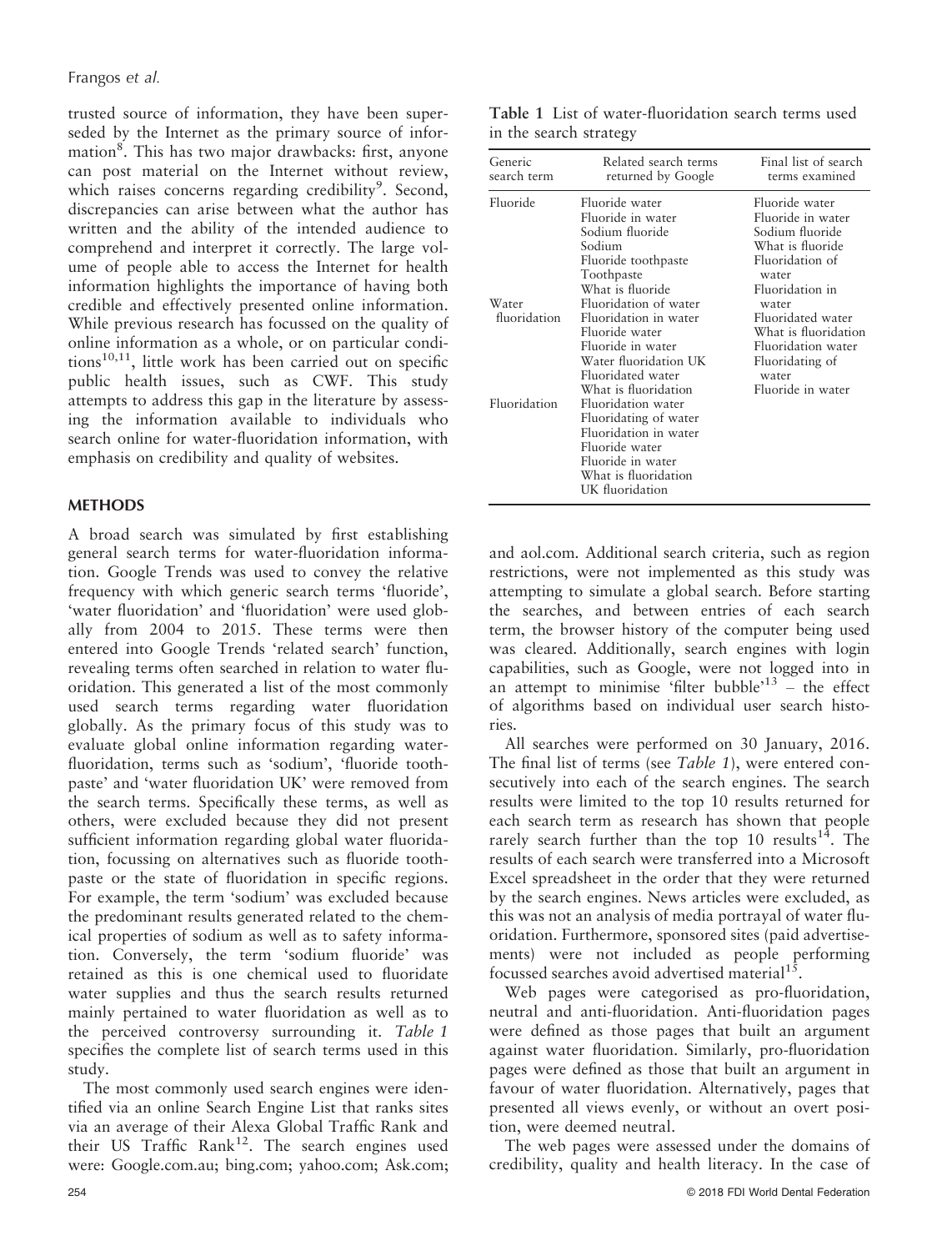trusted source of information, they have been superseded by the Internet as the primary source of information[8]. This has two major drawbacks: first, anyone can post material on the Internet without review, which raises concerns regarding credibility[9]. Second, discrepancies can arise between what the author has written and the ability of the intended audience to comprehend and interpret it correctly. The large volume of people able to access the Internet for health information highlights the importance of having both credible and effectively presented online information. While previous research has focussed on the quality of online information as a whole, or on particular conditions[10,11], little work has been carried out on specific public health issues, such as CWF. This study attempts to address this gap in the literature by assessing the information available to individuals who search online for water-fluoridation information, with emphasis on credibility and quality of websites.

## METHODS

A broad search was simulated by first establishing general search terms for water-fluoridation information. Google Trends was used to convey the relative frequency with which generic search terms 'fluoride', 'water fluoridation' and 'fluoridation' were used globally from 2004 to 2015. These terms were then entered into Google Trends 'related search' function, revealing terms often searched in relation to water fluoridation. This generated a list of the most commonly used search terms regarding water fluoridation globally. As the primary focus of this study was to evaluate global online information regarding water-fluoridation, terms such as 'sodium', 'fluoride toothpaste' and 'water fluoridation UK' were removed from the search terms. Specifically these terms, as well as others, were excluded because they did not present sufficient information regarding global water fluoridation, focussing on alternatives such as fluoride toothpaste or the state of fluoridation in specific regions. For example, the term 'sodium' was excluded because the predominant results generated related to the chemical properties of sodium as well as to safety information. Conversely, the term 'sodium fluoride' was retained as this is one chemical used to fluoridate water supplies and thus the search results returned mainly pertained to water fluoridation as well as to the perceived controversy surrounding it. *Table 1* specifies the complete list of search terms used in this study.

**Table 1** List of water-fluoridation search terms used in the search strategy

| Generic search term | Related search terms returned by Google | Final list of search terms examined |
|---|---|---|
| Fluoride | Fluoride water | Fluoride water |
| | Fluoride in water | Fluoride in water |
| | Sodium fluoride | Sodium fluoride |
| | Sodium | What is fluoride |
| | Fluoride toothpaste | Fluoridation of water |
| | Toothpaste | Fluoridation in water |
| | What is fluoride | Fluoridated water |
| Water fluoridation | Fluoridation of water | What is fluoridation |
| | Fluoridation in water | Fluoridation water |
| | Fluoride water | Fluoridating of water |
| | Fluoride in water | Fluoride in water |
| | Water fluoridation UK | |
| | Fluoridated water | |
| | What is fluoridation | |
| Fluoridation | Fluoridation water | |
| | Fluoridating of water | |
| | Fluoridation in water | |
| | Fluoride water | |
| | Fluoride in water | |
| | What is fluoridation | |
| | UK fluoridation | |

The most commonly used search engines were identified via an online Search Engine List that ranks sites via an average of their Alexa Global Traffic Rank and their US Traffic Rank[12]. The search engines used were: Google.com.au; bing.com; yahoo.com; Ask.com; and aol.com. Additional search criteria, such as region restrictions, were not implemented as this study was attempting to simulate a global search. Before starting the searches, and between entries of each search term, the browser history of the computer being used was cleared. Additionally, search engines with login capabilities, such as Google, were not logged into in an attempt to minimise 'filter bubble'[13] – the effect of algorithms based on individual user search histories.

All searches were performed on 30 January, 2016. The final list of terms (see *Table 1*), were entered consecutively into each of the search engines. The search results were limited to the top 10 results returned for each search term as research has shown that people rarely search further than the top 10 results[14]. The results of each search were transferred into a Microsoft Excel spreadsheet in the order that they were returned by the search engines. News articles were excluded, as this was not an analysis of media portrayal of water fluoridation. Furthermore, sponsored sites (paid advertisements) were not included as people performing focussed searches avoid advertised material[15].

Web pages were categorised as pro-fluoridation, neutral and anti-fluoridation. Anti-fluoridation pages were defined as those pages that built an argument against water fluoridation. Similarly, pro-fluoridation pages were defined as those that built an argument in favour of water fluoridation. Alternatively, pages that presented all views evenly, or without an overt position, were deemed neutral.

The web pages were assessed under the domains of credibility, quality and health literacy. In the case of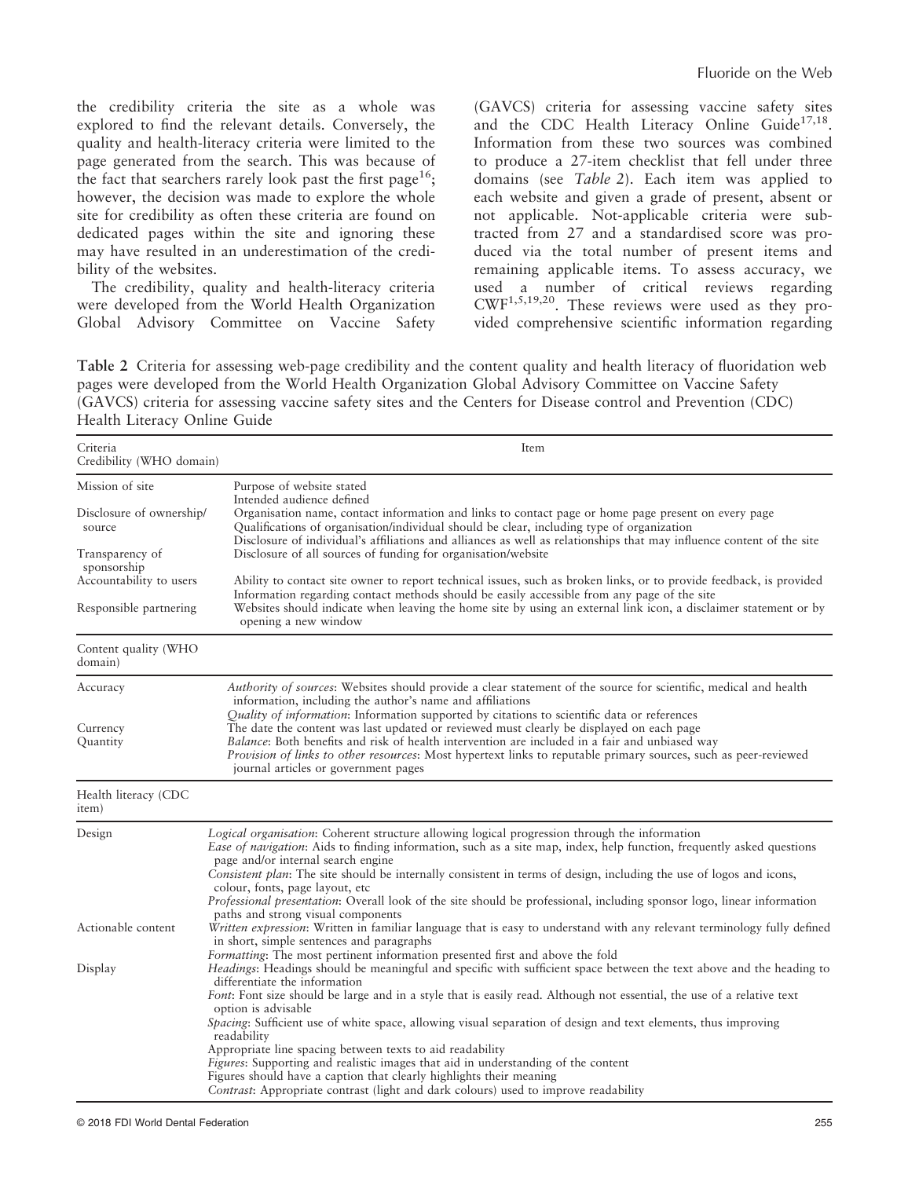the credibility criteria the site as a whole was explored to find the relevant details. Conversely, the quality and health-literacy criteria were limited to the page generated from the search. This was because of the fact that searchers rarely look past the first page[16]; however, the decision was made to explore the whole site for credibility as often these criteria are found on dedicated pages within the site and ignoring these may have resulted in an underestimation of the credibility of the websites.

The credibility, quality and health-literacy criteria were developed from the World Health Organization Global Advisory Committee on Vaccine Safety (GAVCS) criteria for assessing vaccine safety sites and the CDC Health Literacy Online Guide[17,18]. Information from these two sources was combined to produce a 27-item checklist that fell under three domains (see *Table 2*). Each item was applied to each website and given a grade of present, absent or not applicable. Not-applicable criteria were subtracted from 27 and a standardised score was produced via the total number of present items and remaining applicable items. To assess accuracy, we used a number of critical reviews regarding CWF[1,5,19,20]. These reviews were used as they provided comprehensive scientific information regarding

**Table 2** Criteria for assessing web-page credibility and the content quality and health literacy of fluoridation web pages were developed from the World Health Organization Global Advisory Committee on Vaccine Safety (GAVCS) criteria for assessing vaccine safety sites and the Centers for Disease control and Prevention (CDC) Health Literacy Online Guide

| Criteria<br>Credibility (WHO domain) | Item |
|---|---|
| Mission of site | Purpose of website stated<br>Intended audience defined |
| Disclosure of ownership/ source | Organisation name, contact information and links to contact page or home page present on every page<br>Qualifications of organisation/individual should be clear, including type of organization<br>Disclosure of individual's affiliations and alliances as well as relationships that may influence content of the site |
| Transparency of sponsorship | Disclosure of all sources of funding for organisation/website |
| Accountability to users | Ability to contact site owner to report technical issues, such as broken links, or to provide feedback, is provided<br>Information regarding contact methods should be easily accessible from any page of the site |
| Responsible partnering | Websites should indicate when leaving the home site by using an external link icon, a disclaimer statement or by opening a new window |
| **Content quality (WHO domain)** | |
| Accuracy | *Authority of sources*: Websites should provide a clear statement of the source for scientific, medical and health information, including the author's name and affiliations<br>*Quality of information*: Information supported by citations to scientific data or references |
| Currency | The date the content was last updated or reviewed must clearly be displayed on each page |
| Quantity | *Balance*: Both benefits and risk of health intervention are included in a fair and unbiased way<br>*Provision of links to other resources*: Most hypertext links to reputable primary sources, such as peer-reviewed journal articles or government pages |
| **Health literacy (CDC item)** | |
| Design | *Logical organisation*: Coherent structure allowing logical progression through the information<br>*Ease of navigation*: Aids to finding information, such as a site map, index, help function, frequently asked questions page and/or internal search engine<br>*Consistent plan*: The site should be internally consistent in terms of design, including the use of logos and icons, colour, fonts, page layout, etc<br>*Professional presentation*: Overall look of the site should be professional, including sponsor logo, linear information paths and strong visual components |
| Actionable content | *Written expression*: Written in familiar language that is easy to understand with any relevant terminology fully defined in short, simple sentences and paragraphs<br>*Formatting*: The most pertinent information presented first and above the fold |
| Display | *Headings*: Headings should be meaningful and specific with sufficient space between the text above and the heading to differentiate the information<br>*Font*: Font size should be large and in a style that is easily read. Although not essential, the use of a relative text option is advisable<br>*Spacing*: Sufficient use of white space, allowing visual separation of design and text elements, thus improving readability<br>Appropriate line spacing between texts to aid readability<br>*Figures*: Supporting and realistic images that aid in understanding of the content<br>Figures should have a caption that clearly highlights their meaning<br>*Contrast*: Appropriate contrast (light and dark colours) used to improve readability |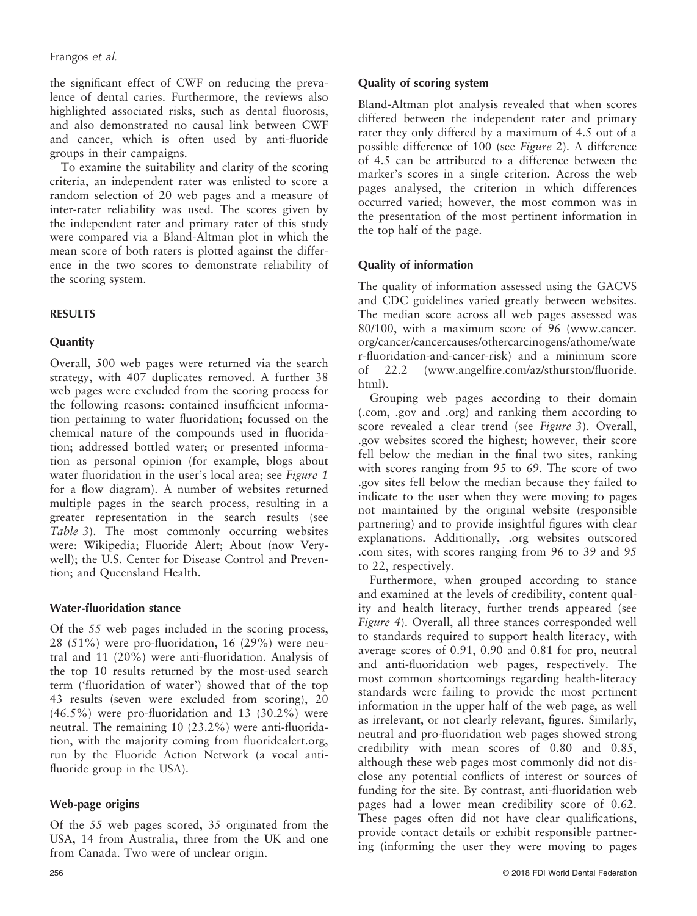the significant effect of CWF on reducing the prevalence of dental caries. Furthermore, the reviews also highlighted associated risks, such as dental fluorosis, and also demonstrated no causal link between CWF and cancer, which is often used by anti-fluoride groups in their campaigns.

To examine the suitability and clarity of the scoring criteria, an independent rater was enlisted to score a random selection of 20 web pages and a measure of inter-rater reliability was used. The scores given by the independent rater and primary rater of this study were compared via a Bland-Altman plot in which the mean score of both raters is plotted against the difference in the two scores to demonstrate reliability of the scoring system.

## RESULTS

### Quantity

Overall, 500 web pages were returned via the search strategy, with 407 duplicates removed. A further 38 web pages were excluded from the scoring process for the following reasons: contained insufficient information pertaining to water fluoridation; focussed on the chemical nature of the compounds used in fluoridation; addressed bottled water; or presented information as personal opinion (for example, blogs about water fluoridation in the user's local area; see *Figure 1* for a flow diagram). A number of websites returned multiple pages in the search process, resulting in a greater representation in the search results (see *Table 3*). The most commonly occurring websites were: Wikipedia; Fluoride Alert; About (now Verywell); the U.S. Center for Disease Control and Prevention; and Queensland Health.

### Water-fluoridation stance

Of the 55 web pages included in the scoring process, 28 (51%) were pro-fluoridation, 16 (29%) were neutral and 11 (20%) were anti-fluoridation. Analysis of the top 10 results returned by the most-used search term ('fluoridation of water') showed that of the top 43 results (seven were excluded from scoring), 20 (46.5%) were pro-fluoridation and 13 (30.2%) were neutral. The remaining 10 (23.2%) were anti-fluoridation, with the majority coming from fluoridealert.org, run by the Fluoride Action Network (a vocal anti-fluoride group in the USA).

### Web-page origins

Of the 55 web pages scored, 35 originated from the USA, 14 from Australia, three from the UK and one from Canada. Two were of unclear origin.

### Quality of scoring system

Bland-Altman plot analysis revealed that when scores differed between the independent rater and primary rater they only differed by a maximum of 4.5 out of a possible difference of 100 (see *Figure 2*). A difference of 4.5 can be attributed to a difference between the marker's scores in a single criterion. Across the web pages analysed, the criterion in which differences occurred varied; however, the most common was in the presentation of the most pertinent information in the top half of the page.

### Quality of information

The quality of information assessed using the GACVS and CDC guidelines varied greatly between websites. The median score across all web pages assessed was 80/100, with a maximum score of 96 (www.cancer.org/cancer/cancercauses/othercarcinogens/athome/water-fluoridation-and-cancer-risk) and a minimum score of 22.2 (www.angelfire.com/az/sthurston/fluoride.html).

Grouping web pages according to their domain (.com, .gov and .org) and ranking them according to score revealed a clear trend (see *Figure 3*). Overall, .gov websites scored the highest; however, their score fell below the median in the final two sites, ranking with scores ranging from 95 to 69. The score of two .gov sites fell below the median because they failed to indicate to the user when they were moving to pages not maintained by the original website (responsible partnering) and to provide insightful figures with clear explanations. Additionally, .org websites outscored .com sites, with scores ranging from 96 to 39 and 95 to 22, respectively.

Furthermore, when grouped according to stance and examined at the levels of credibility, content quality and health literacy, further trends appeared (see *Figure 4*). Overall, all three stances corresponded well to standards required to support health literacy, with average scores of 0.91, 0.90 and 0.81 for pro, neutral and anti-fluoridation web pages, respectively. The most common shortcomings regarding health-literacy standards were failing to provide the most pertinent information in the upper half of the web page, as well as irrelevant, or not clearly relevant, figures. Similarly, neutral and pro-fluoridation web pages showed strong credibility with mean scores of 0.80 and 0.85, although these web pages most commonly did not disclose any potential conflicts of interest or sources of funding for the site. By contrast, anti-fluoridation web pages had a lower mean credibility score of 0.62. These pages often did not have clear qualifications, provide contact details or exhibit responsible partnering (informing the user they were moving to pages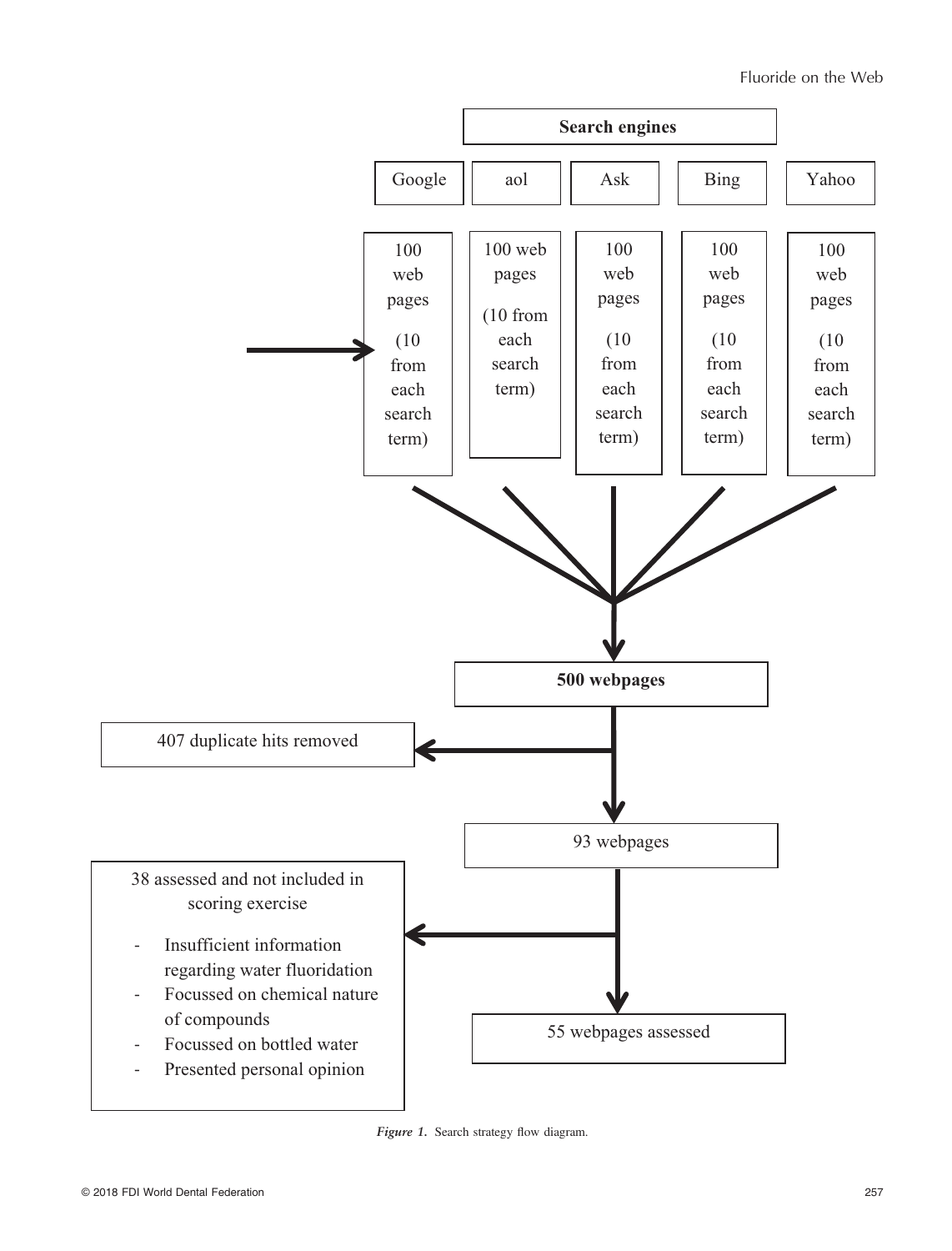**Search engines**

| Google | aol | Ask | Bing | Yahoo |
|---|---|---|---|---|
| 100 web pages (10 from each search term) | 100 web pages (10 from each search term) | 100 web pages (10 from each search term) | 100 web pages (10 from each search term) | 100 web pages (10 from each search term) |

**500 webpages**

407 duplicate hits removed

93 webpages

38 assessed and not included in scoring exercise

- Insufficient information regarding water fluoridation
- Focussed on chemical nature of compounds
- Focussed on bottled water
- Presented personal opinion

55 webpages assessed

*Figure 1.* Search strategy flow diagram.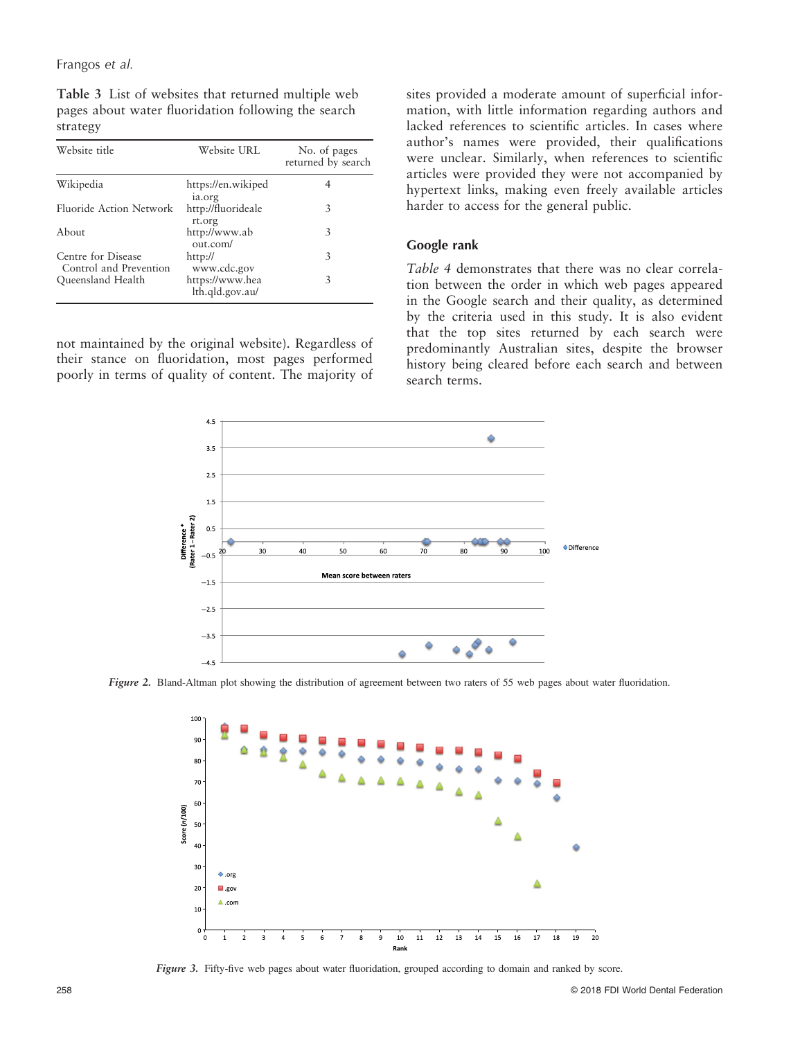**Table 3** List of websites that returned multiple web pages about water fluoridation following the search strategy

| Website title | Website URL | No. of pages returned by search |
|---|---|---|
| Wikipedia | https://en.wikipedia.org | 4 |
| Fluoride Action Network | http://fluoridealert.org | 3 |
| About | http://www.about.com/ | 3 |
| Centre for Disease Control and Prevention | http://www.cdc.gov | 3 |
| Queensland Health | https://www.health.qld.gov.au/ | 3 |

not maintained by the original website). Regardless of their stance on fluoridation, most pages performed poorly in terms of quality of content. The majority of sites provided a moderate amount of superficial information, with little information regarding authors and lacked references to scientific articles. In cases where author's names were provided, their qualifications were unclear. Similarly, when references to scientific articles were provided they were not accompanied by hypertext links, making even freely available articles harder to access for the general public.

### Google rank

*Table 4* demonstrates that there was no clear correlation between the order in which web pages appeared in the Google search and their quality, as determined by the criteria used in this study. It is also evident that the top sites returned by each search were predominantly Australian sites, despite the browser history being cleared before each search and between search terms.

***Figure 2.*** Bland-Altman plot showing the distribution of agreement between two raters of 55 web pages about water fluoridation.

***Figure 3.*** Fifty-five web pages about water fluoridation, grouped according to domain and ranked by score.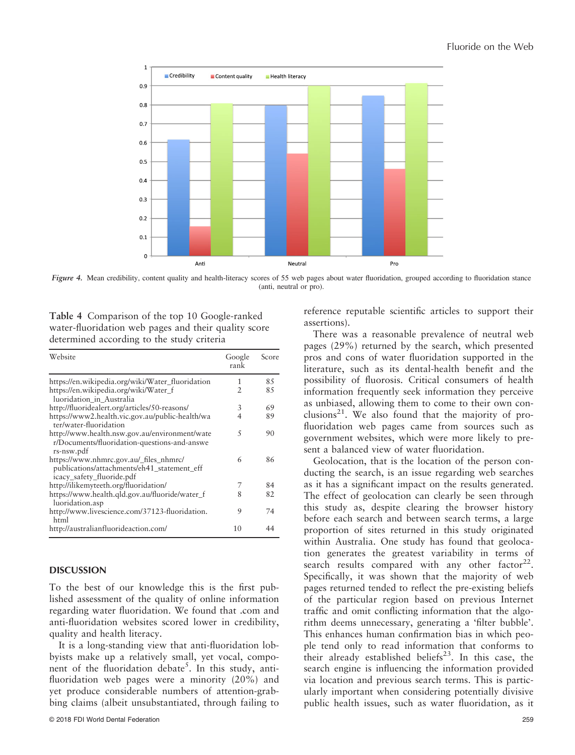*Figure 4.* Mean credibility, content quality and health-literacy scores of 55 web pages about water fluoridation, grouped according to fluoridation stance (anti, neutral or pro).

Table 4 Comparison of the top 10 Google-ranked water-fluoridation web pages and their quality score determined according to the study criteria

| Website | Google rank | Score |
|---|---|---|
| https://en.wikipedia.org/wiki/Water_fluoridation | 1 | 85 |
| https://en.wikipedia.org/wiki/Water_fluoridation_in_Australia | 2 | 85 |
| http://fluoridealert.org/articles/50-reasons/ | 3 | 69 |
| https://www2.health.vic.gov.au/public-health/water/water-fluoridation | 4 | 89 |
| http://www.health.nsw.gov.au/environment/water/Documents/fluoridation-questions-and-answers-nsw.pdf | 5 | 90 |
| https://www.nhmrc.gov.au/_files_nhmrc/publications/attachments/eh41_statement_efficacy_safety_fluoride.pdf | 6 | 86 |
| http://ilikemyteeth.org/fluoridation/ | 7 | 84 |
| https://www.health.qld.gov.au/fluoride/water_fluoridation.asp | 8 | 82 |
| http://www.livescience.com/37123-fluoridation.html | 9 | 74 |
| http://australianfluorideaction.com/ | 10 | 44 |

## DISCUSSION

To the best of our knowledge this is the first published assessment of the quality of online information regarding water fluoridation. We found that .com and anti-fluoridation websites scored lower in credibility, quality and health literacy.

It is a long-standing view that anti-fluoridation lobbyists make up a relatively small, yet vocal, component of the fluoridation debate[5]. In this study, anti-fluoridation web pages were a minority (20%) and yet produce considerable numbers of attention-grabbing claims (albeit unsubstantiated, through failing to reference reputable scientific articles to support their assertions).

There was a reasonable prevalence of neutral web pages (29%) returned by the search, which presented pros and cons of water fluoridation supported in the literature, such as its dental-health benefit and the possibility of fluorosis. Critical consumers of health information frequently seek information they perceive as unbiased, allowing them to come to their own conclusions[21]. We also found that the majority of pro-fluoridation web pages came from sources such as government websites, which were more likely to present a balanced view of water fluoridation.

Geolocation, that is the location of the person conducting the search, is an issue regarding web searches as it has a significant impact on the results generated. The effect of geolocation can clearly be seen through this study as, despite clearing the browser history before each search and between search terms, a large proportion of sites returned in this study originated within Australia. One study has found that geolocation generates the greatest variability in terms of search results compared with any other factor[22]. Specifically, it was shown that the majority of web pages returned tended to reflect the pre-existing beliefs of the particular region based on previous Internet traffic and omit conflicting information that the algorithm deems unnecessary, generating a 'filter bubble'. This enhances human confirmation bias in which people tend only to read information that conforms to their already established beliefs[23]. In this case, the search engine is influencing the information provided via location and previous search terms. This is particularly important when considering potentially divisive public health issues, such as water fluoridation, as it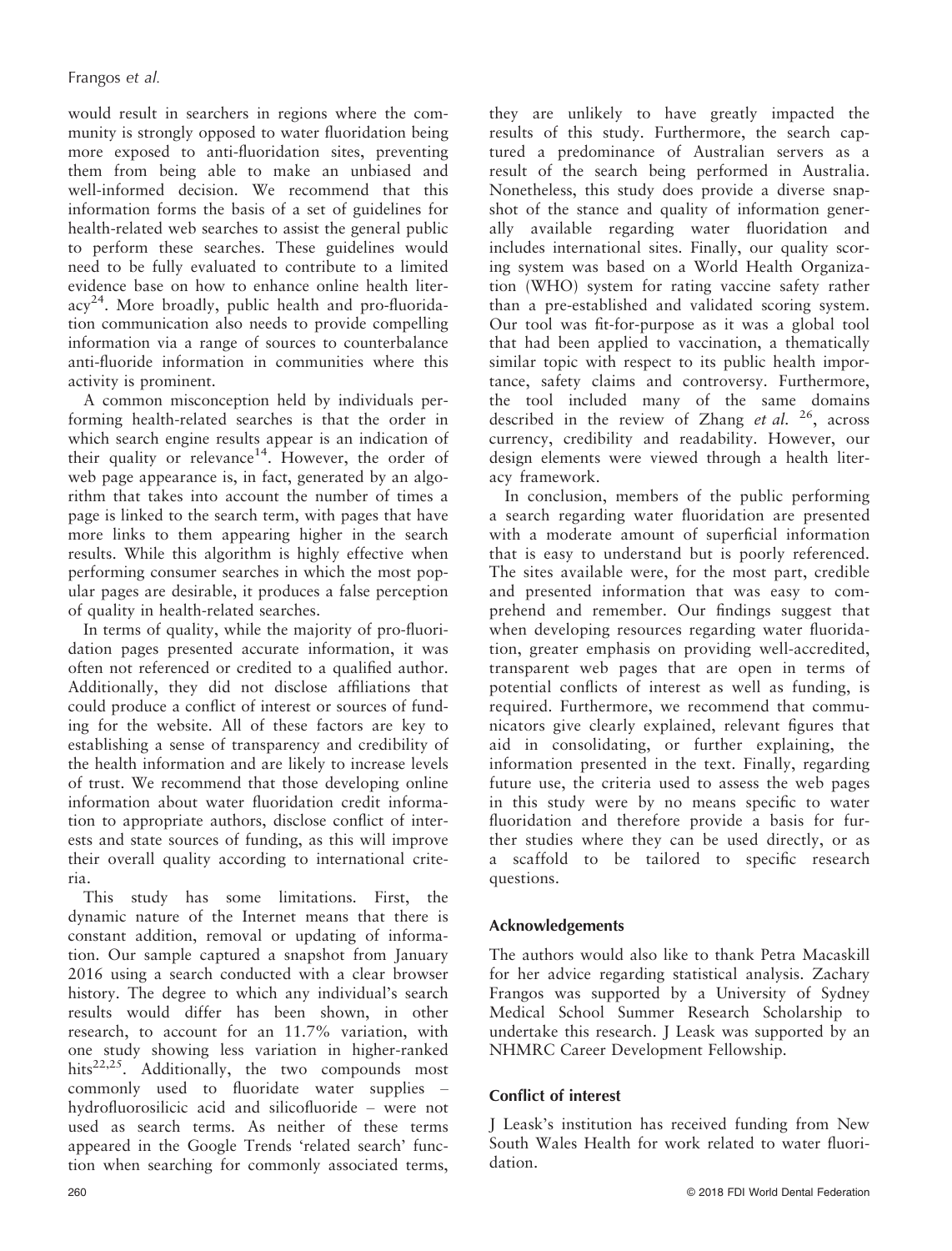would result in searchers in regions where the community is strongly opposed to water fluoridation being more exposed to anti-fluoridation sites, preventing them from being able to make an unbiased and well-informed decision. We recommend that this information forms the basis of a set of guidelines for health-related web searches to assist the general public to perform these searches. These guidelines would need to be fully evaluated to contribute to a limited evidence base on how to enhance online health literacy[24]. More broadly, public health and pro-fluoridation communication also needs to provide compelling information via a range of sources to counterbalance anti-fluoride information in communities where this activity is prominent.

A common misconception held by individuals performing health-related searches is that the order in which search engine results appear is an indication of their quality or relevance[14]. However, the order of web page appearance is, in fact, generated by an algorithm that takes into account the number of times a page is linked to the search term, with pages that have more links to them appearing higher in the search results. While this algorithm is highly effective when performing consumer searches in which the most popular pages are desirable, it produces a false perception of quality in health-related searches.

In terms of quality, while the majority of pro-fluoridation pages presented accurate information, it was often not referenced or credited to a qualified author. Additionally, they did not disclose affiliations that could produce a conflict of interest or sources of funding for the website. All of these factors are key to establishing a sense of transparency and credibility of the health information and are likely to increase levels of trust. We recommend that those developing online information about water fluoridation credit information to appropriate authors, disclose conflict of interests and state sources of funding, as this will improve their overall quality according to international criteria.

This study has some limitations. First, the dynamic nature of the Internet means that there is constant addition, removal or updating of information. Our sample captured a snapshot from January 2016 using a search conducted with a clear browser history. The degree to which any individual's search results would differ has been shown, in other research, to account for an 11.7% variation, with one study showing less variation in higher-ranked hits[22,25]. Additionally, the two compounds most commonly used to fluoridate water supplies – hydrofluorosilicic acid and silicofluoride – were not used as search terms. As neither of these terms appeared in the Google Trends 'related search' function when searching for commonly associated terms, they are unlikely to have greatly impacted the results of this study. Furthermore, the search captured a predominance of Australian servers as a result of the search being performed in Australia. Nonetheless, this study does provide a diverse snapshot of the stance and quality of information generally available regarding water fluoridation and includes international sites. Finally, our quality scoring system was based on a World Health Organization (WHO) system for rating vaccine safety rather than a pre-established and validated scoring system. Our tool was fit-for-purpose as it was a global tool that had been applied to vaccination, a thematically similar topic with respect to its public health importance, safety claims and controversy. Furthermore, the tool included many of the same domains described in the review of Zhang *et al.* [26], across currency, credibility and readability. However, our design elements were viewed through a health literacy framework.

In conclusion, members of the public performing a search regarding water fluoridation are presented with a moderate amount of superficial information that is easy to understand but is poorly referenced. The sites available were, for the most part, credible and presented information that was easy to comprehend and remember. Our findings suggest that when developing resources regarding water fluoridation, greater emphasis on providing well-accredited, transparent web pages that are open in terms of potential conflicts of interest as well as funding, is required. Furthermore, we recommend that communicators give clearly explained, relevant figures that aid in consolidating, or further explaining, the information presented in the text. Finally, regarding future use, the criteria used to assess the web pages in this study were by no means specific to water fluoridation and therefore provide a basis for further studies where they can be used directly, or as a scaffold to be tailored to specific research questions.

## Acknowledgements

The authors would also like to thank Petra Macaskill for her advice regarding statistical analysis. Zachary Frangos was supported by a University of Sydney Medical School Summer Research Scholarship to undertake this research. J Leask was supported by an NHMRC Career Development Fellowship.

## Conflict of interest

J Leask's institution has received funding from New South Wales Health for work related to water fluoridation.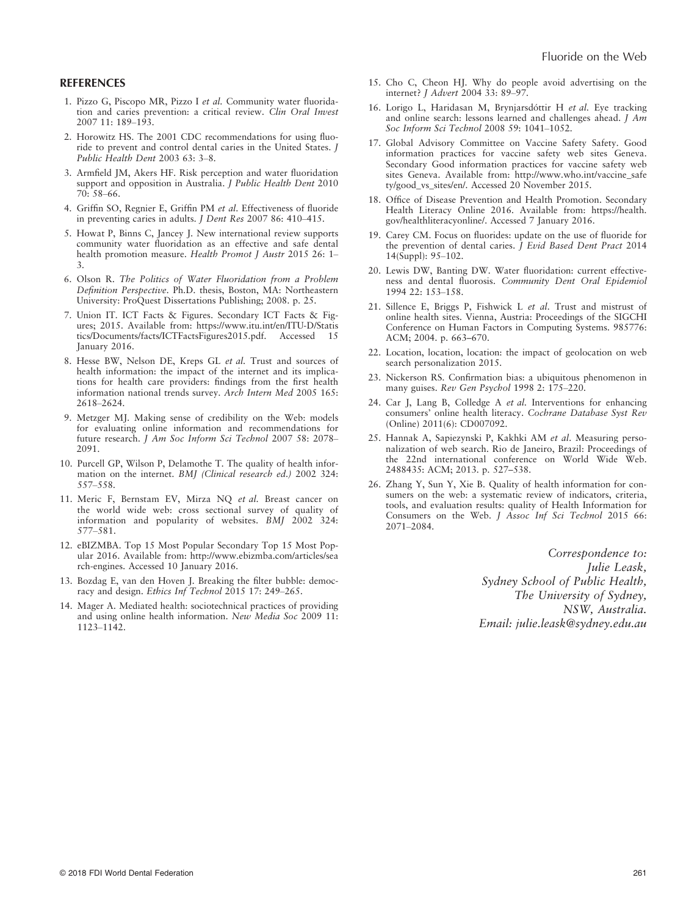## REFERENCES

1. Pizzo G, Piscopo MR, Pizzo I *et al.* Community water fluoridation and caries prevention: a critical review. *Clin Oral Invest* 2007 11: 189–193.
2. Horowitz HS. The 2001 CDC recommendations for using fluoride to prevent and control dental caries in the United States. *J Public Health Dent* 2003 63: 3–8.
3. Armfield JM, Akers HF. Risk perception and water fluoridation support and opposition in Australia. *J Public Health Dent* 2010 70: 58–66.
4. Griffin SO, Regnier E, Griffin PM *et al.* Effectiveness of fluoride in preventing caries in adults. *J Dent Res* 2007 86: 410–415.
5. Howat P, Binns C, Jancey J. New international review supports community water fluoridation as an effective and safe dental health promotion measure. *Health Promot J Austr* 2015 26: 1–3.
6. Olson R. *The Politics of Water Fluoridation from a Problem Definition Perspective*. Ph.D. thesis, Boston, MA: Northeastern University: ProQuest Dissertations Publishing; 2008. p. 25.
7. Union IT. ICT Facts & Figures. Secondary ICT Facts & Figures; 2015. Available from: https://www.itu.int/en/ITU-D/Statistics/Documents/facts/ICTFactsFigures2015.pdf. Accessed 15 January 2016.
8. Hesse BW, Nelson DE, Kreps GL *et al.* Trust and sources of health information: the impact of the internet and its implications for health care providers: findings from the first health information national trends survey. *Arch Intern Med* 2005 165: 2618–2624.
9. Metzger MJ. Making sense of credibility on the Web: models for evaluating online information and recommendations for future research. *J Am Soc Inform Sci Technol* 2007 58: 2078–2091.
10. Purcell GP, Wilson P, Delamothe T. The quality of health information on the internet. *BMJ (Clinical research ed.)* 2002 324: 557–558.
11. Meric F, Bernstam EV, Mirza NQ *et al.* Breast cancer on the world wide web: cross sectional survey of quality of information and popularity of websites. *BMJ* 2002 324: 577–581.
12. eBIZMBA. Top 15 Most Popular Secondary Top 15 Most Popular 2016. Available from: http://www.ebizmba.com/articles/search-engines. Accessed 10 January 2016.
13. Bozdag E, van den Hoven J. Breaking the filter bubble: democracy and design. *Ethics Inf Technol* 2015 17: 249–265.
14. Mager A. Mediated health: sociotechnical practices of providing and using online health information. *New Media Soc* 2009 11: 1123–1142.
15. Cho C, Cheon HJ. Why do people avoid advertising on the internet? *J Advert* 2004 33: 89–97.
16. Lorigo L, Haridasan M, Brynjarsdóttir H *et al.* Eye tracking and online search: lessons learned and challenges ahead. *J Am Soc Inform Sci Technol* 2008 59: 1041–1052.
17. Global Advisory Committee on Vaccine Safety Safety. Good information practices for vaccine safety web sites Geneva. Secondary Good information practices for vaccine safety web sites Geneva. Available from: http://www.who.int/vaccine_safety/good_vs_sites/en/. Accessed 20 November 2015.
18. Office of Disease Prevention and Health Promotion. Secondary Health Literacy Online 2016. Available from: https://health.gov/healthliteracyonline/. Accessed 7 January 2016.
19. Carey CM. Focus on fluorides: update on the use of fluoride for the prevention of dental caries. *J Evid Based Dent Pract* 2014 14(Suppl): 95–102.
20. Lewis DW, Banting DW. Water fluoridation: current effectiveness and dental fluorosis. *Community Dent Oral Epidemiol* 1994 22: 153–158.
21. Sillence E, Briggs P, Fishwick L *et al.* Trust and mistrust of online health sites. Vienna, Austria: Proceedings of the SIGCHI Conference on Human Factors in Computing Systems. 985776: ACM; 2004. p. 663–670.
22. Location, location, location: the impact of geolocation on web search personalization 2015.
23. Nickerson RS. Confirmation bias: a ubiquitous phenomenon in many guises. *Rev Gen Psychol* 1998 2: 175–220.
24. Car J, Lang B, Colledge A *et al.* Interventions for enhancing consumers' online health literacy. *Cochrane Database Syst Rev* (Online) 2011(6): CD007092.
25. Hannak A, Sapiezynski P, Kakhki AM *et al.* Measuring personalization of web search. Rio de Janeiro, Brazil: Proceedings of the 22nd international conference on World Wide Web. 2488435: ACM; 2013. p. 527–538.
26. Zhang Y, Sun Y, Xie B. Quality of health information for consumers on the web: a systematic review of indicators, criteria, tools, and evaluation results: quality of Health Information for Consumers on the Web. *J Assoc Inf Sci Technol* 2015 66: 2071–2084.

*Correspondence to:*
*Julie Leask,*
*Sydney School of Public Health,*
*The University of Sydney,*
*NSW, Australia.*
*Email: julie.leask@sydney.edu.au*